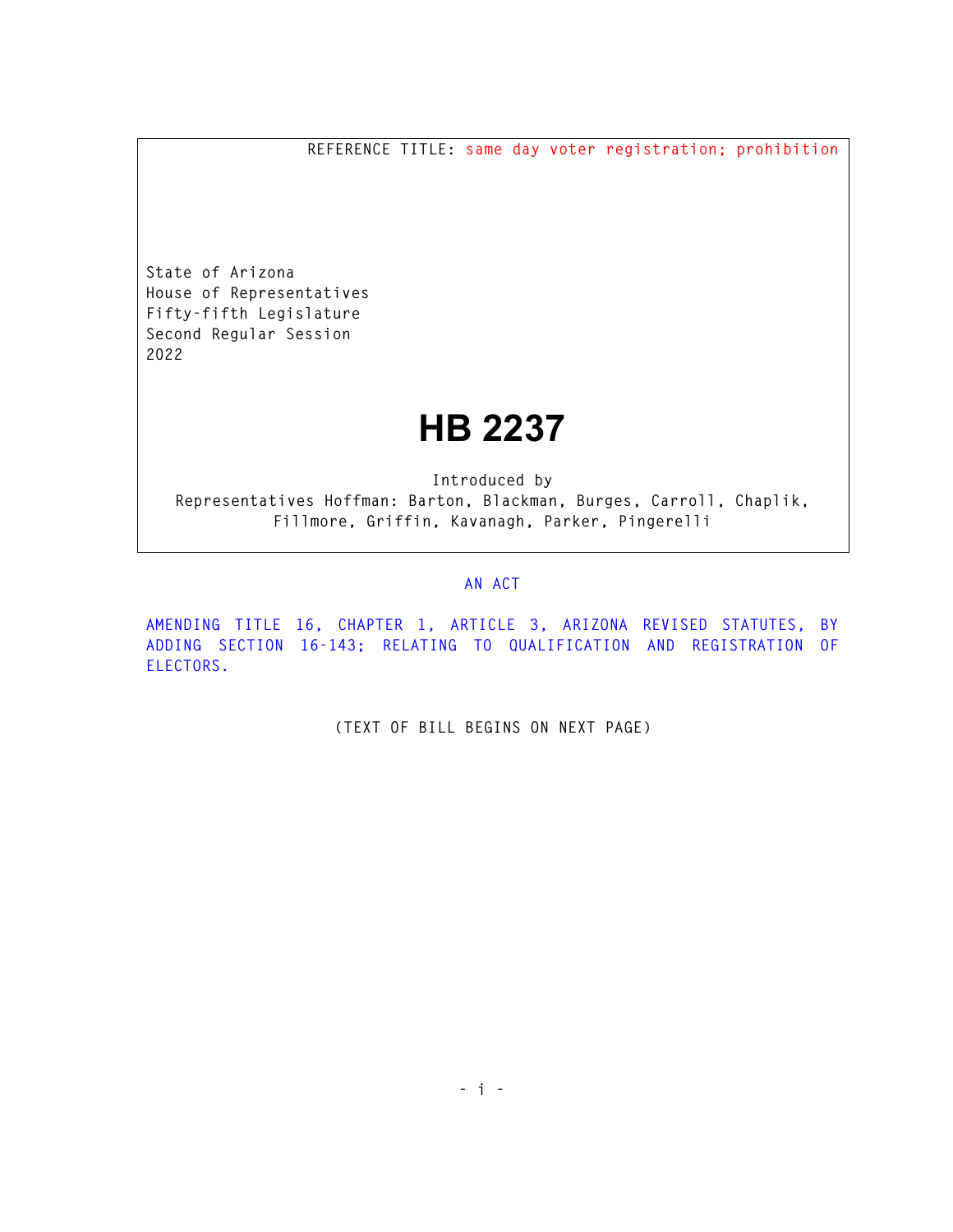REFERENCE TITLE: same day voter registration; prohibition

State of Arizona
House of Representatives
Fifty-fifth Legislature
Second Regular Session
2022

# HB 2237

Introduced by
Representatives Hoffman: Barton, Blackman, Burges, Carroll, Chaplik, Fillmore, Griffin, Kavanagh, Parker, Pingerelli

AN ACT

AMENDING TITLE 16, CHAPTER 1, ARTICLE 3, ARIZONA REVISED STATUTES, BY ADDING SECTION 16-143; RELATING TO QUALIFICATION AND REGISTRATION OF ELECTORS.

(TEXT OF BILL BEGINS ON NEXT PAGE)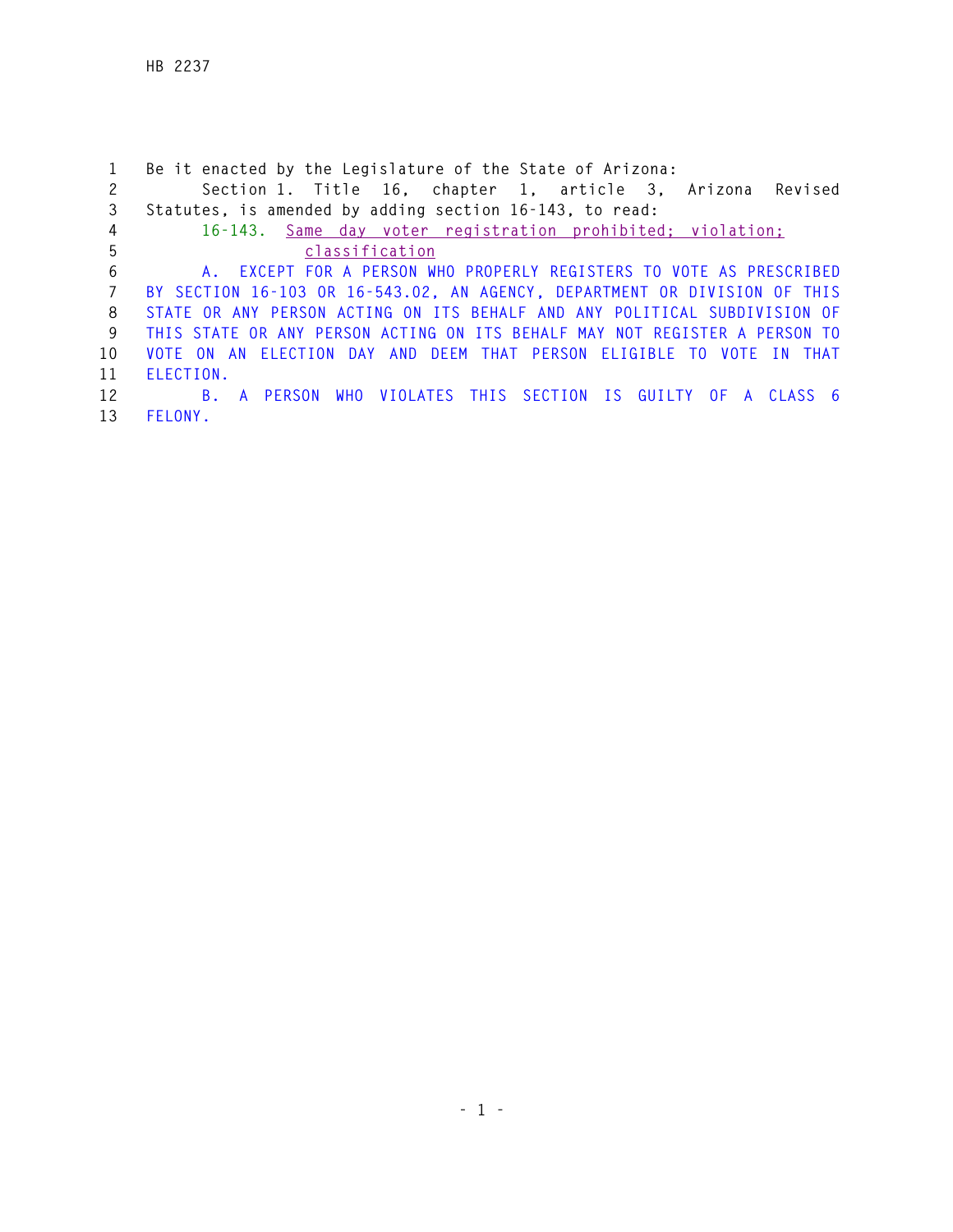Be it enacted by the Legislature of the State of Arizona:

Section 1. Title 16, chapter 1, article 3, Arizona Revised Statutes, is amended by adding section 16-143, to read:

16-143. Same day voter registration prohibited; violation; classification

A. EXCEPT FOR A PERSON WHO PROPERLY REGISTERS TO VOTE AS PRESCRIBED BY SECTION 16-103 OR 16-543.02, AN AGENCY, DEPARTMENT OR DIVISION OF THIS STATE OR ANY PERSON ACTING ON ITS BEHALF AND ANY POLITICAL SUBDIVISION OF THIS STATE OR ANY PERSON ACTING ON ITS BEHALF MAY NOT REGISTER A PERSON TO VOTE ON AN ELECTION DAY AND DEEM THAT PERSON ELIGIBLE TO VOTE IN THAT ELECTION.

B. A PERSON WHO VIOLATES THIS SECTION IS GUILTY OF A CLASS 6 FELONY.